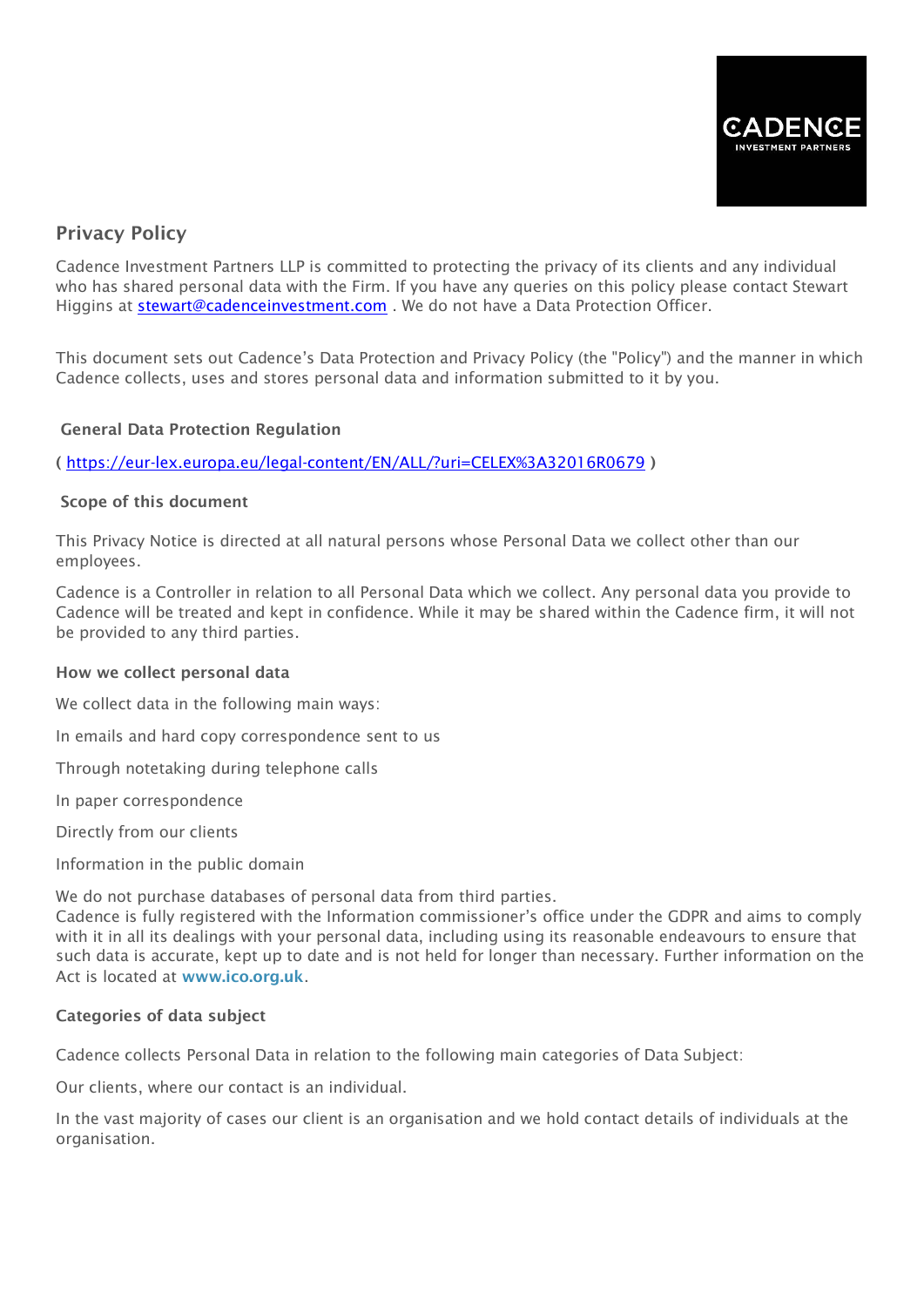CADENCE
INVESTMENT PARTNERS

## Privacy Policy

Cadence Investment Partners LLP is committed to protecting the privacy of its clients and any individual who has shared personal data with the Firm. If you have any queries on this policy please contact Stewart Higgins at [stewart@cadenceinvestment.com](mailto:stewart@cadenceinvestment.com) . We do not have a Data Protection Officer.

This document sets out Cadence's Data Protection and Privacy Policy (the "Policy") and the manner in which Cadence collects, uses and stores personal data and information submitted to it by you.

### General Data Protection Regulation

**( [https://eur-lex.europa.eu/legal-content/EN/ALL/?uri=CELEX%3A32016R0679](https://eur-lex.europa.eu/legal-content/EN/ALL/?uri=CELEX%3A32016R0679) )**

### Scope of this document

This Privacy Notice is directed at all natural persons whose Personal Data we collect other than our employees.

Cadence is a Controller in relation to all Personal Data which we collect. Any personal data you provide to Cadence will be treated and kept in confidence. While it may be shared within the Cadence firm, it will not be provided to any third parties.

### How we collect personal data

We collect data in the following main ways:

In emails and hard copy correspondence sent to us

Through notetaking during telephone calls

In paper correspondence

Directly from our clients

Information in the public domain

We do not purchase databases of personal data from third parties.
Cadence is fully registered with the Information commissioner's office under the GDPR and aims to comply with it in all its dealings with your personal data, including using its reasonable endeavours to ensure that such data is accurate, kept up to date and is not held for longer than necessary. Further information on the Act is located at **[www.ico.org.uk](http://www.ico.org.uk)**.

### Categories of data subject

Cadence collects Personal Data in relation to the following main categories of Data Subject:

Our clients, where our contact is an individual.

In the vast majority of cases our client is an organisation and we hold contact details of individuals at the organisation.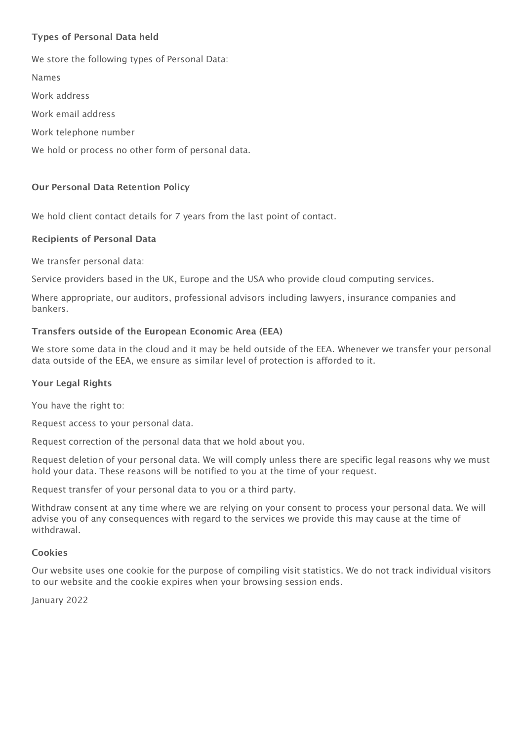### Types of Personal Data held

We store the following types of Personal Data:

Names

Work address

Work email address

Work telephone number

We hold or process no other form of personal data.

### Our Personal Data Retention Policy

We hold client contact details for 7 years from the last point of contact.

### Recipients of Personal Data

We transfer personal data:

Service providers based in the UK, Europe and the USA who provide cloud computing services.

Where appropriate, our auditors, professional advisors including lawyers, insurance companies and bankers.

### Transfers outside of the European Economic Area (EEA)

We store some data in the cloud and it may be held outside of the EEA. Whenever we transfer your personal data outside of the EEA, we ensure as similar level of protection is afforded to it.

### Your Legal Rights

You have the right to:

Request access to your personal data.

Request correction of the personal data that we hold about you.

Request deletion of your personal data. We will comply unless there are specific legal reasons why we must hold your data. These reasons will be notified to you at the time of your request.

Request transfer of your personal data to you or a third party.

Withdraw consent at any time where we are relying on your consent to process your personal data. We will advise you of any consequences with regard to the services we provide this may cause at the time of withdrawal.

### Cookies

Our website uses one cookie for the purpose of compiling visit statistics. We do not track individual visitors to our website and the cookie expires when your browsing session ends.

January 2022